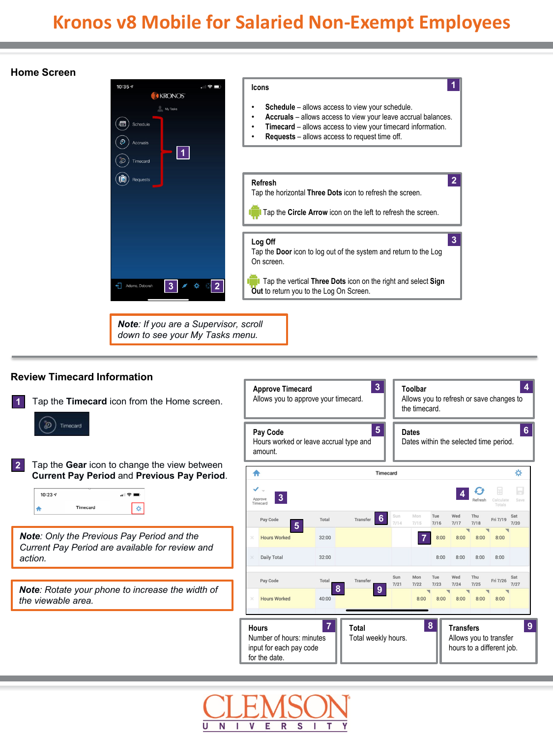# Kronos v8 Mobile for Salaried Non-Exempt Employees

## Home Screen

**Icons** (1)

- **Schedule** – allows access to view your schedule.
- **Accruals** – allows access to view your leave accrual balances.
- **Timecard** – allows access to view your timecard information.
- **Requests** – allows access to request time off.

**Refresh** (2)

Tap the horizontal **Three Dots** icon to refresh the screen.

Tap the **Circle Arrow** icon on the left to refresh the screen.

**Log Off** (3)

Tap the **Door** icon to log out of the system and return to the Log On screen.

Tap the vertical **Three Dots** icon on the right and select **Sign Out** to return you to the Log On Screen.

***Note**: If you are a Supervisor, scroll down to see your My Tasks menu.*

## Review Timecard Information

1. Tap the **Timecard** icon from the Home screen.

2. Tap the **Gear** icon to change the view between **Current Pay Period** and **Previous Pay Period**.

***Note**: Only the Previous Pay Period and the Current Pay Period are available for review and action.*

***Note**: Rotate your phone to increase the width of the viewable area.*

**Approve Timecard** (3)
Allows you to approve your timecard.

**Toolbar** (4)
Allows you to refresh or save changes to the timecard.

**Pay Code** (5)
Hours worked or leave accrual type and amount.

**Dates** (6)
Dates within the selected time period.

**Hours** (7)
Number of hours: minutes input for each pay code for the date.

**Total** (8)
Total weekly hours.

**Transfers** (9)
Allows you to transfer hours to a different job.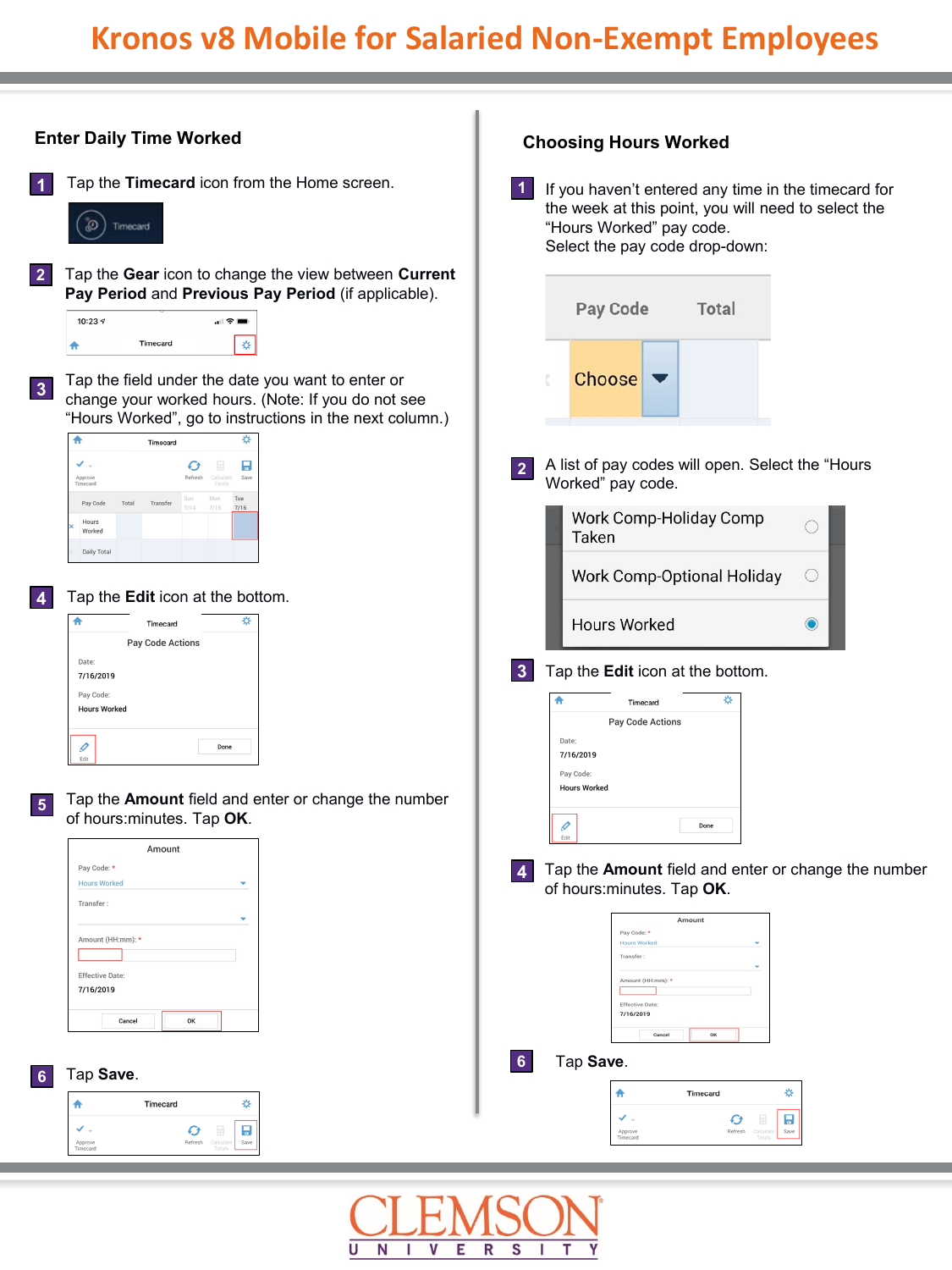# Kronos v8 Mobile for Salaried Non-Exempt Employees

## Enter Daily Time Worked

1. Tap the **Timecard** icon from the Home screen.

2. Tap the **Gear** icon to change the view between **Current Pay Period** and **Previous Pay Period** (if applicable).

3. Tap the field under the date you want to enter or change your worked hours. (Note: If you do not see "Hours Worked", go to instructions in the next column.)

4. Tap the **Edit** icon at the bottom.

5. Tap the **Amount** field and enter or change the number of hours:minutes. Tap **OK**.

6. Tap **Save**.

## Choosing Hours Worked

1. If you haven't entered any time in the timecard for the week at this point, you will need to select the "Hours Worked" pay code.
   Select the pay code drop-down:

2. A list of pay codes will open. Select the "Hours Worked" pay code.

3. Tap the **Edit** icon at the bottom.

4. Tap the **Amount** field and enter or change the number of hours:minutes. Tap **OK**.

6. Tap **Save**.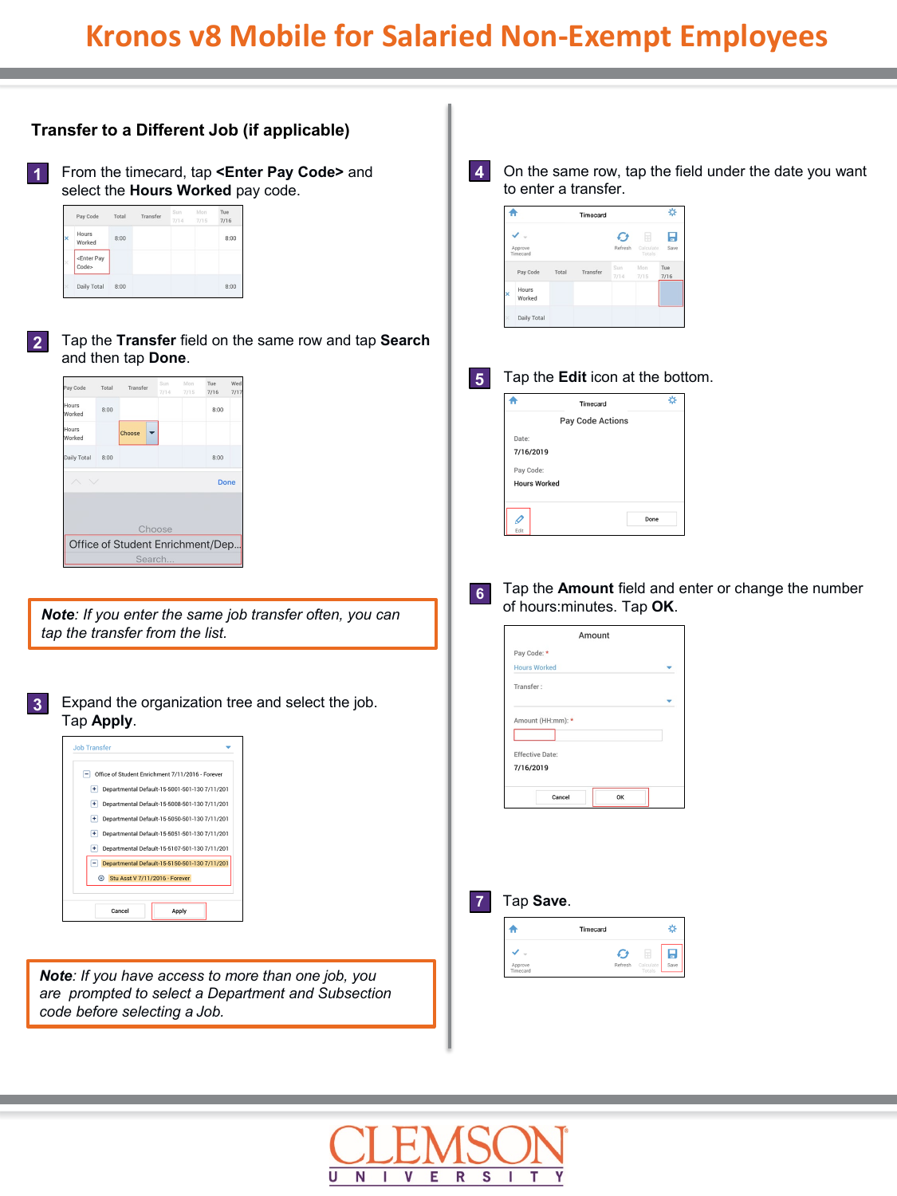# Kronos v8 Mobile for Salaried Non-Exempt Employees

## Transfer to a Different Job (if applicable)

1. From the timecard, tap **<Enter Pay Code>** and select the **Hours Worked** pay code.

2. Tap the **Transfer** field on the same row and tap **Search** and then tap **Done**.

> ***Note****: If you enter the same job transfer often, you can tap the transfer from the list.*

3. Expand the organization tree and select the job. Tap **Apply**.

> ***Note****: If you have access to more than one job, you are prompted to select a Department and Subsection code before selecting a Job.*

4. On the same row, tap the field under the date you want to enter a transfer.

5. Tap the **Edit** icon at the bottom.

6. Tap the **Amount** field and enter or change the number of hours:minutes. Tap **OK**.

7. Tap **Save**.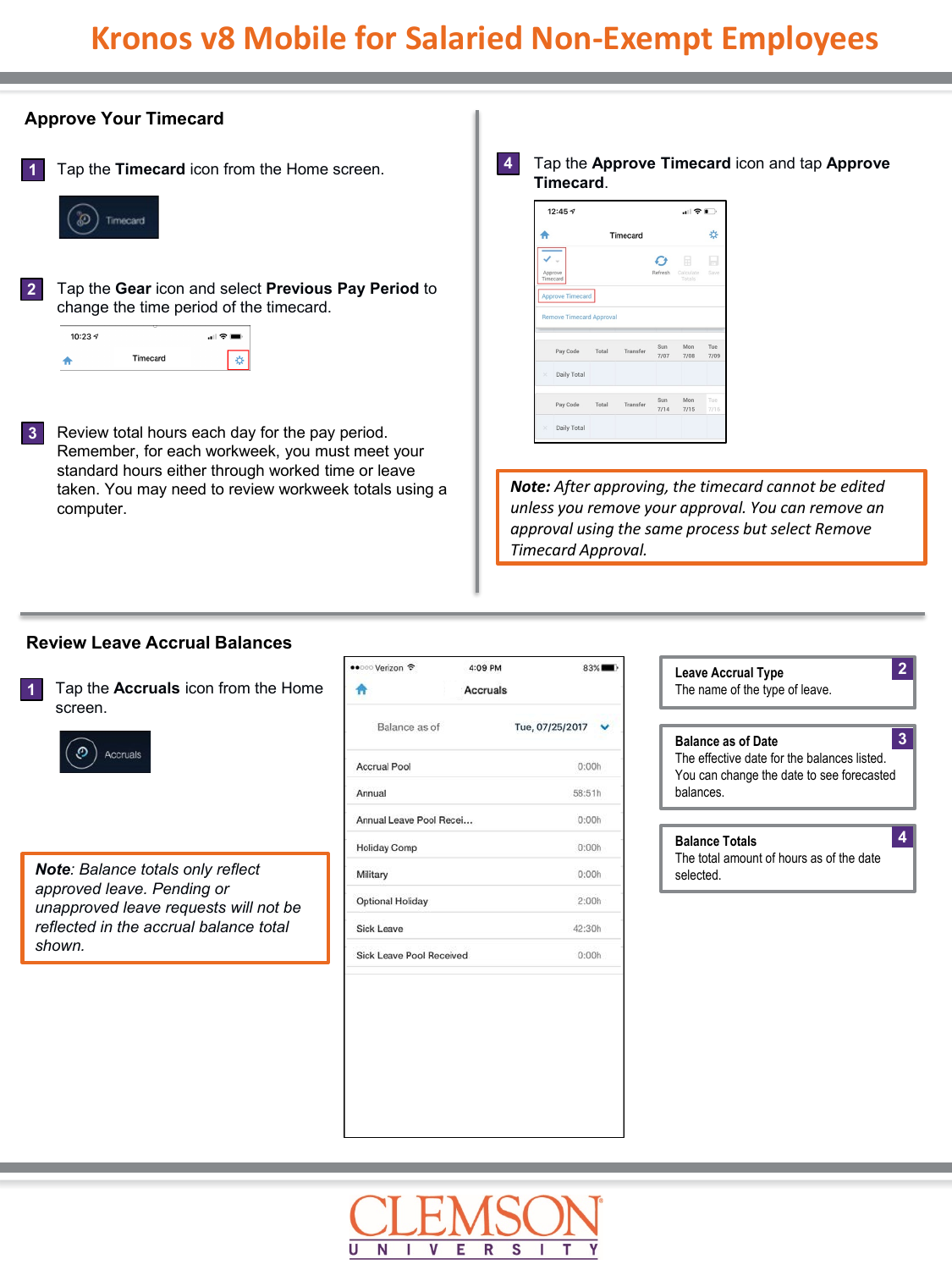# Kronos v8 Mobile for Salaried Non-Exempt Employees

## Approve Your Timecard

**1** Tap the **Timecard** icon from the Home screen.

**2** Tap the **Gear** icon and select **Previous Pay Period** to change the time period of the timecard.

**3** Review total hours each day for the pay period. Remember, for each workweek, you must meet your standard hours either through worked time or leave taken. You may need to review workweek totals using a computer.

**4** Tap the **Approve Timecard** icon and tap **Approve Timecard**.

***Note:*** *After approving, the timecard cannot be edited unless you remove your approval. You can remove an approval using the same process but select Remove Timecard Approval.*

## Review Leave Accrual Balances

**1** Tap the **Accruals** icon from the Home screen.

***Note****: Balance totals only reflect approved leave. Pending or unapproved leave requests will not be reflected in the accrual balance total shown.*

| Balance as of | Tue, 07/25/2017 |
|---|---|
| Accrual Pool | 0:00h |
| Annual | 58:51h |
| Annual Leave Pool Recei... | 0:00h |
| Holiday Comp | 0:00h |
| Military | 0:00h |
| Optional Holiday | 2:00h |
| Sick Leave | 42:30h |
| Sick Leave Pool Received | 0:00h |

**2** **Leave Accrual Type**
The name of the type of leave.

**3** **Balance as of Date**
The effective date for the balances listed. You can change the date to see forecasted balances.

**4** **Balance Totals**
The total amount of hours as of the date selected.

CLEMSON UNIVERSITY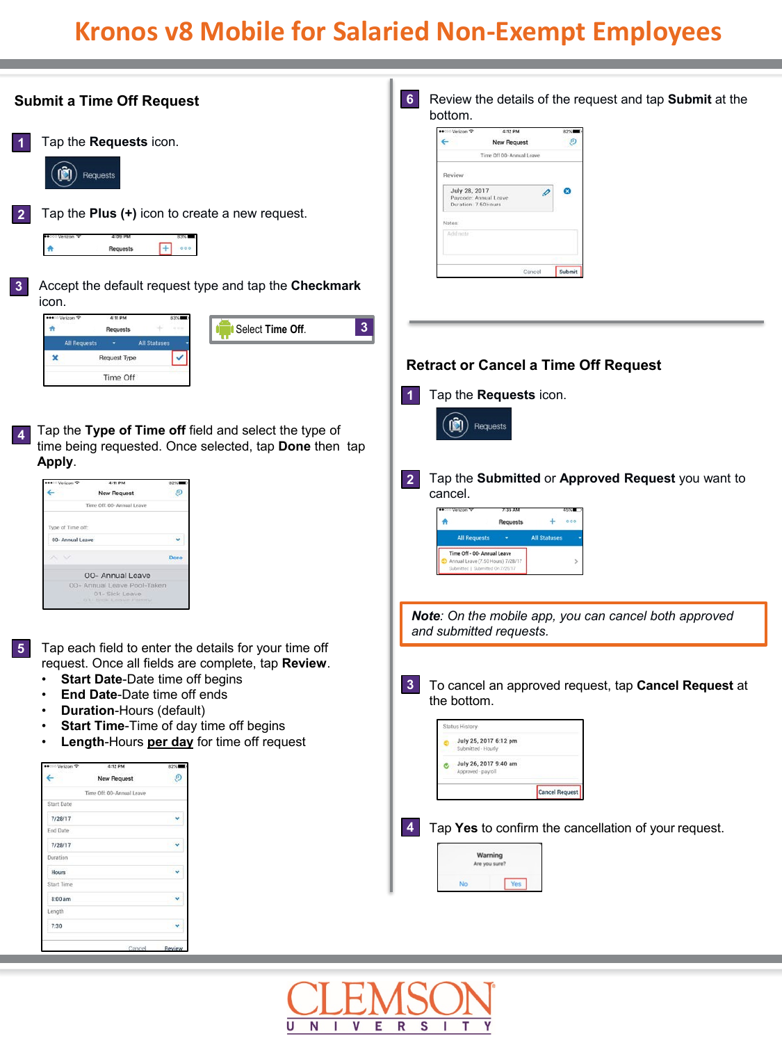# Kronos v8 Mobile for Salaried Non-Exempt Employees

## Submit a Time Off Request

1 Tap the **Requests** icon.

2 Tap the **Plus (+)** icon to create a new request.

3 Accept the default request type and tap the **Checkmark** icon.

Select **Time Off**.

4 Tap the **Type of Time off** field and select the type of time being requested. Once selected, tap **Done** then tap **Apply**.

5 Tap each field to enter the details for your time off request. Once all fields are complete, tap **Review**.

- **Start Date**-Date time off begins
- **End Date**-Date time off ends
- **Duration**-Hours (default)
- **Start Time**-Time of day time off begins
- **Length**-Hours **per day** for time off request

6 Review the details of the request and tap **Submit** at the bottom.

## Retract or Cancel a Time Off Request

1 Tap the **Requests** icon.

2 Tap the **Submitted** or **Approved Request** you want to cancel.

***Note**: On the mobile app, you can cancel both approved and submitted requests.*

3 To cancel an approved request, tap **Cancel Request** at the bottom.

4 Tap **Yes** to confirm the cancellation of your request.

CLEMSON UNIVERSITY